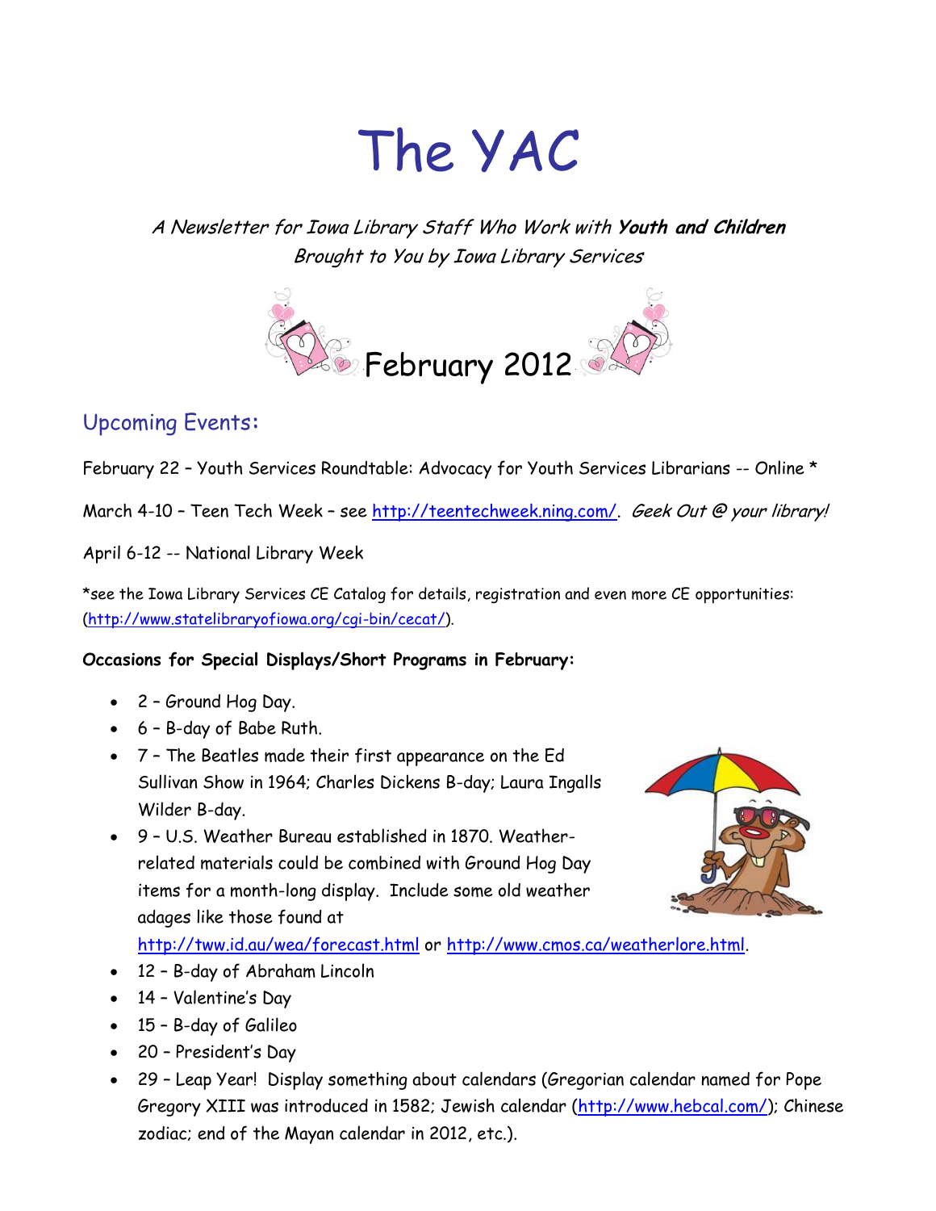# The YAC

*A Newsletter for Iowa Library Staff Who Work with* ***Youth and Children***
*Brought to You by Iowa Library Services*

February 2012

## Upcoming Events:

February 22 – Youth Services Roundtable: Advocacy for Youth Services Librarians -- Online *

March 4-10 – Teen Tech Week – see http://teentechweek.ning.com/. *Geek Out @ your library!*

April 6-12 -- National Library Week

*see the Iowa Library Services CE Catalog for details, registration and even more CE opportunities: (http://www.statelibraryofiowa.org/cgi-bin/cecat/).

**Occasions for Special Displays/Short Programs in February:**

- 2 – Ground Hog Day.
- 6 – B-day of Babe Ruth.
- 7 – The Beatles made their first appearance on the Ed Sullivan Show in 1964; Charles Dickens B-day; Laura Ingalls Wilder B-day.
- 9 – U.S. Weather Bureau established in 1870. Weather-related materials could be combined with Ground Hog Day items for a month-long display. Include some old weather adages like those found at http://tww.id.au/wea/forecast.html or http://www.cmos.ca/weatherlore.html.
- 12 – B-day of Abraham Lincoln
- 14 – Valentine's Day
- 15 – B-day of Galileo
- 20 – President's Day
- 29 – Leap Year! Display something about calendars (Gregorian calendar named for Pope Gregory XIII was introduced in 1582; Jewish calendar (http://www.hebcal.com/); Chinese zodiac; end of the Mayan calendar in 2012, etc.).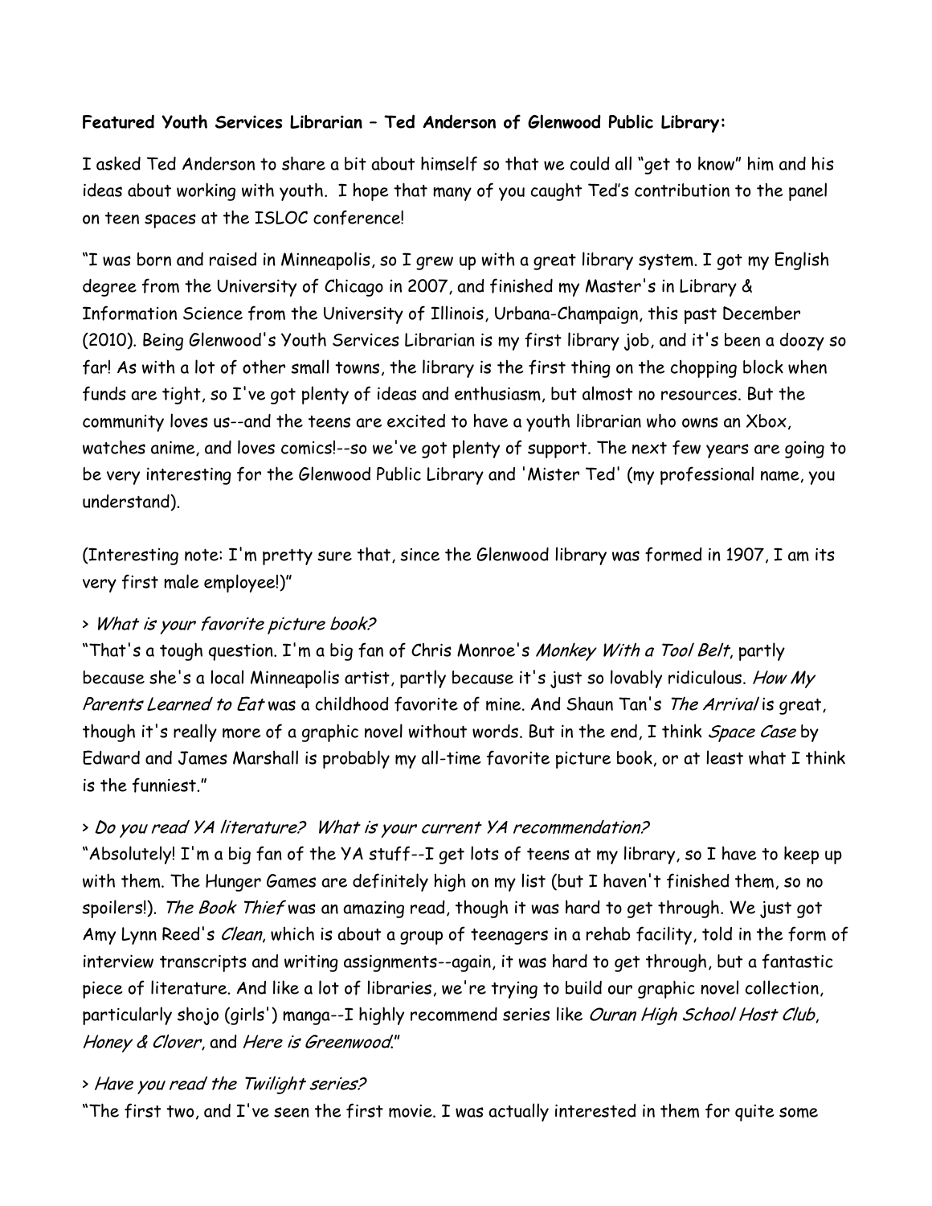**Featured Youth Services Librarian – Ted Anderson of Glenwood Public Library:**

I asked Ted Anderson to share a bit about himself so that we could all "get to know" him and his ideas about working with youth. I hope that many of you caught Ted's contribution to the panel on teen spaces at the ISLOC conference!

"I was born and raised in Minneapolis, so I grew up with a great library system. I got my English degree from the University of Chicago in 2007, and finished my Master's in Library & Information Science from the University of Illinois, Urbana-Champaign, this past December (2010). Being Glenwood's Youth Services Librarian is my first library job, and it's been a doozy so far! As with a lot of other small towns, the library is the first thing on the chopping block when funds are tight, so I've got plenty of ideas and enthusiasm, but almost no resources. But the community loves us--and the teens are excited to have a youth librarian who owns an Xbox, watches anime, and loves comics!--so we've got plenty of support. The next few years are going to be very interesting for the Glenwood Public Library and 'Mister Ted' (my professional name, you understand).

(Interesting note: I'm pretty sure that, since the Glenwood library was formed in 1907, I am its very first male employee!)"

> *What is your favorite picture book?*

"That's a tough question. I'm a big fan of Chris Monroe's *Monkey With a Tool Belt*, partly because she's a local Minneapolis artist, partly because it's just so lovably ridiculous. *How My Parents Learned to Eat* was a childhood favorite of mine. And Shaun Tan's *The Arrival* is great, though it's really more of a graphic novel without words. But in the end, I think *Space Case* by Edward and James Marshall is probably my all-time favorite picture book, or at least what I think is the funniest."

> *Do you read YA literature? What is your current YA recommendation?*

"Absolutely! I'm a big fan of the YA stuff--I get lots of teens at my library, so I have to keep up with them. The Hunger Games are definitely high on my list (but I haven't finished them, so no spoilers!). *The Book Thief* was an amazing read, though it was hard to get through. We just got Amy Lynn Reed's *Clean*, which is about a group of teenagers in a rehab facility, told in the form of interview transcripts and writing assignments--again, it was hard to get through, but a fantastic piece of literature. And like a lot of libraries, we're trying to build our graphic novel collection, particularly shojo (girls') manga--I highly recommend series like *Ouran High School Host Club*, *Honey & Clover*, and *Here is Greenwood*."

> *Have you read the Twilight series?*

"The first two, and I've seen the first movie. I was actually interested in them for quite some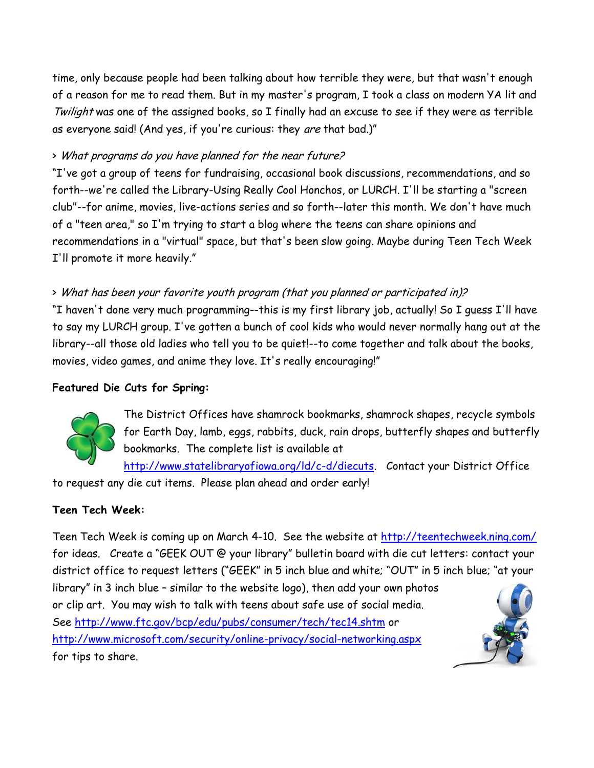time, only because people had been talking about how terrible they were, but that wasn't enough of a reason for me to read them. But in my master's program, I took a class on modern YA lit and *Twilight* was one of the assigned books, so I finally had an excuse to see if they were as terrible as everyone said! (And yes, if you're curious: they *are* that bad.)"

> *What programs do you have planned for the near future?*

"I've got a group of teens for fundraising, occasional book discussions, recommendations, and so forth--we're called the Library-Using Really Cool Honchos, or LURCH. I'll be starting a "screen club"--for anime, movies, live-actions series and so forth--later this month. We don't have much of a "teen area," so I'm trying to start a blog where the teens can share opinions and recommendations in a "virtual" space, but that's been slow going. Maybe during Teen Tech Week I'll promote it more heavily."

> *What has been your favorite youth program (that you planned or participated in)?*

"I haven't done very much programming--this is my first library job, actually! So I guess I'll have to say my LURCH group. I've gotten a bunch of cool kids who would never normally hang out at the library--all those old ladies who tell you to be quiet!--to come together and talk about the books, movies, video games, and anime they love. It's really encouraging!"

**Featured Die Cuts for Spring:**

The District Offices have shamrock bookmarks, shamrock shapes, recycle symbols for Earth Day, lamb, eggs, rabbits, duck, rain drops, butterfly shapes and butterfly bookmarks. The complete list is available at http://www.statelibraryofiowa.org/ld/c-d/diecuts. Contact your District Office to request any die cut items. Please plan ahead and order early!

**Teen Tech Week:**

Teen Tech Week is coming up on March 4-10. See the website at http://teentechweek.ning.com/ for ideas. Create a "GEEK OUT @ your library" bulletin board with die cut letters: contact your district office to request letters ("GEEK" in 5 inch blue and white; "OUT" in 5 inch blue; "at your library" in 3 inch blue – similar to the website logo), then add your own photos or clip art. You may wish to talk with teens about safe use of social media. See http://www.ftc.gov/bcp/edu/pubs/consumer/tech/tec14.shtm or http://www.microsoft.com/security/online-privacy/social-networking.aspx for tips to share.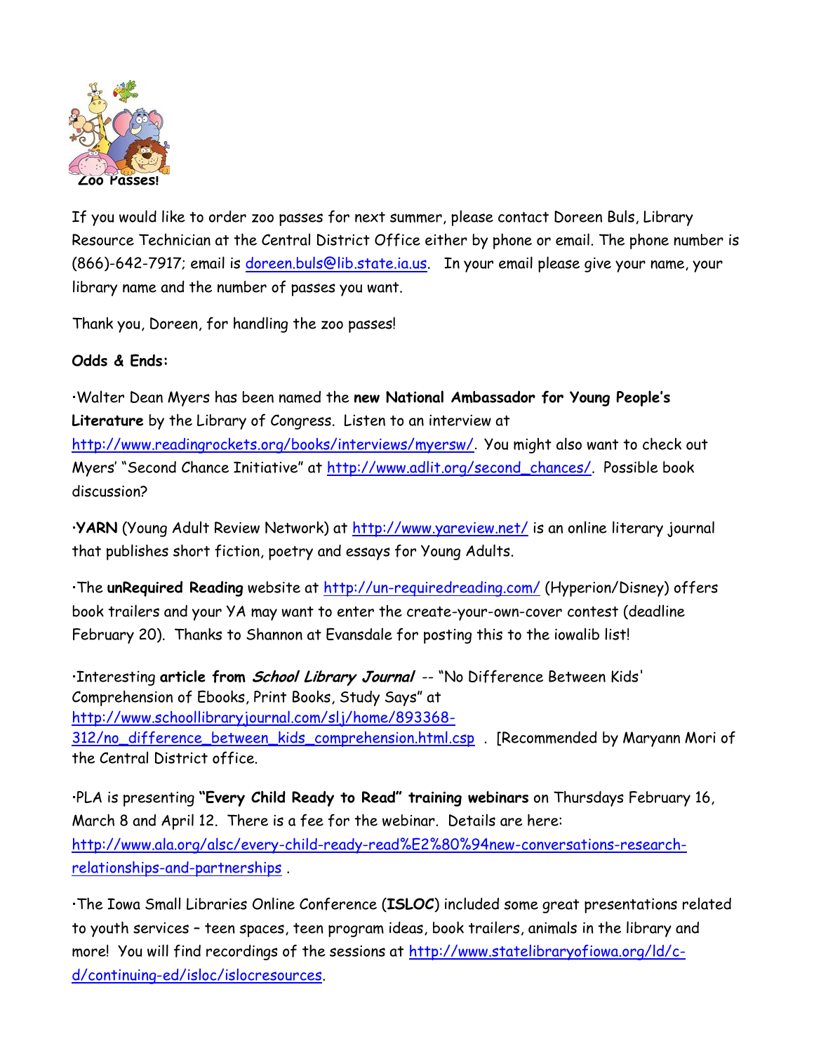**Zoo Passes!**

If you would like to order zoo passes for next summer, please contact Doreen Buls, Library Resource Technician at the Central District Office either by phone or email. The phone number is (866)-642-7917; email is doreen.buls@lib.state.ia.us. In your email please give your name, your library name and the number of passes you want.

Thank you, Doreen, for handling the zoo passes!

**Odds & Ends:**

·Walter Dean Myers has been named the **new National Ambassador for Young People's Literature** by the Library of Congress. Listen to an interview at http://www.readingrockets.org/books/interviews/myersw/. You might also want to check out Myers' "Second Chance Initiative" at http://www.adlit.org/second_chances/. Possible book discussion?

·**YARN** (Young Adult Review Network) at http://www.yareview.net/ is an online literary journal that publishes short fiction, poetry and essays for Young Adults.

·The **unRequired Reading** website at http://un-requiredreading.com/ (Hyperion/Disney) offers book trailers and your YA may want to enter the create-your-own-cover contest (deadline February 20). Thanks to Shannon at Evansdale for posting this to the iowalib list!

·Interesting **article from *School Library Journal*** -- "No Difference Between Kids' Comprehension of Ebooks, Print Books, Study Says" at http://www.schoollibraryjournal.com/slj/home/893368-312/no_difference_between_kids_comprehension.html.csp . [Recommended by Maryann Mori of the Central District office.

·PLA is presenting **"Every Child Ready to Read" training webinars** on Thursdays February 16, March 8 and April 12. There is a fee for the webinar. Details are here: http://www.ala.org/alsc/every-child-ready-read%E2%80%94new-conversations-research-relationships-and-partnerships .

·The Iowa Small Libraries Online Conference (**ISLOC**) included some great presentations related to youth services – teen spaces, teen program ideas, book trailers, animals in the library and more! You will find recordings of the sessions at http://www.statelibraryofiowa.org/ld/c-d/continuing-ed/isloc/islocresources.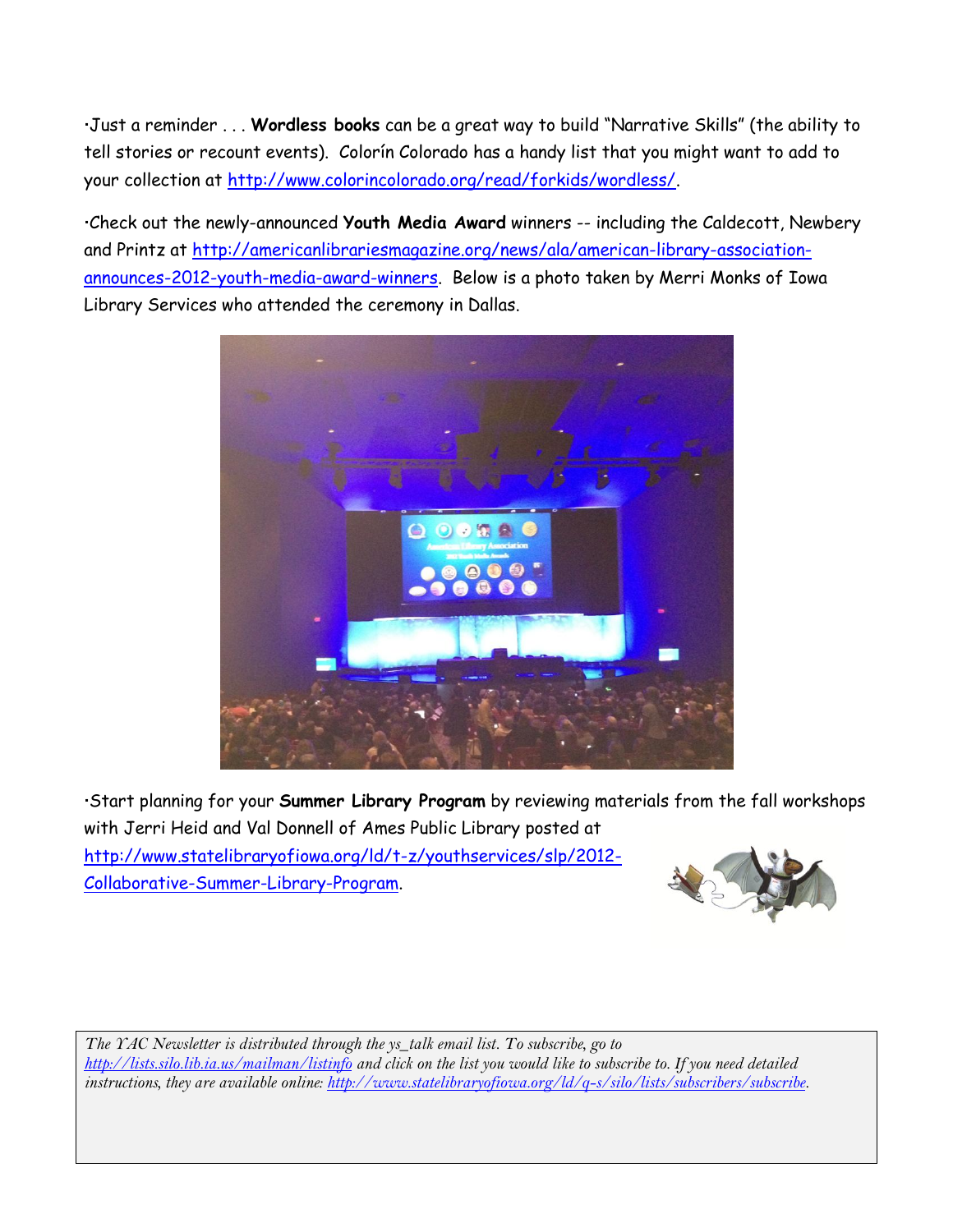·Just a reminder . . . **Wordless books** can be a great way to build "Narrative Skills" (the ability to tell stories or recount events). Colorín Colorado has a handy list that you might want to add to your collection at http://www.colorincolorado.org/read/forkids/wordless/.

·Check out the newly-announced **Youth Media Award** winners -- including the Caldecott, Newbery and Printz at http://americanlibrariesmagazine.org/news/ala/american-library-association-announces-2012-youth-media-award-winners. Below is a photo taken by Merri Monks of Iowa Library Services who attended the ceremony in Dallas.

·Start planning for your **Summer Library Program** by reviewing materials from the fall workshops with Jerri Heid and Val Donnell of Ames Public Library posted at http://www.statelibraryofiowa.org/ld/t-z/youthservices/slp/2012-Collaborative-Summer-Library-Program.

*The YAC Newsletter is distributed through the ys_talk email list. To subscribe, go to http://lists.silo.lib.ia.us/mailman/listinfo and click on the list you would like to subscribe to. If you need detailed instructions, they are available online: http://www.statelibraryofiowa.org/ld/q-s/silo/lists/subscribers/subscribe.*